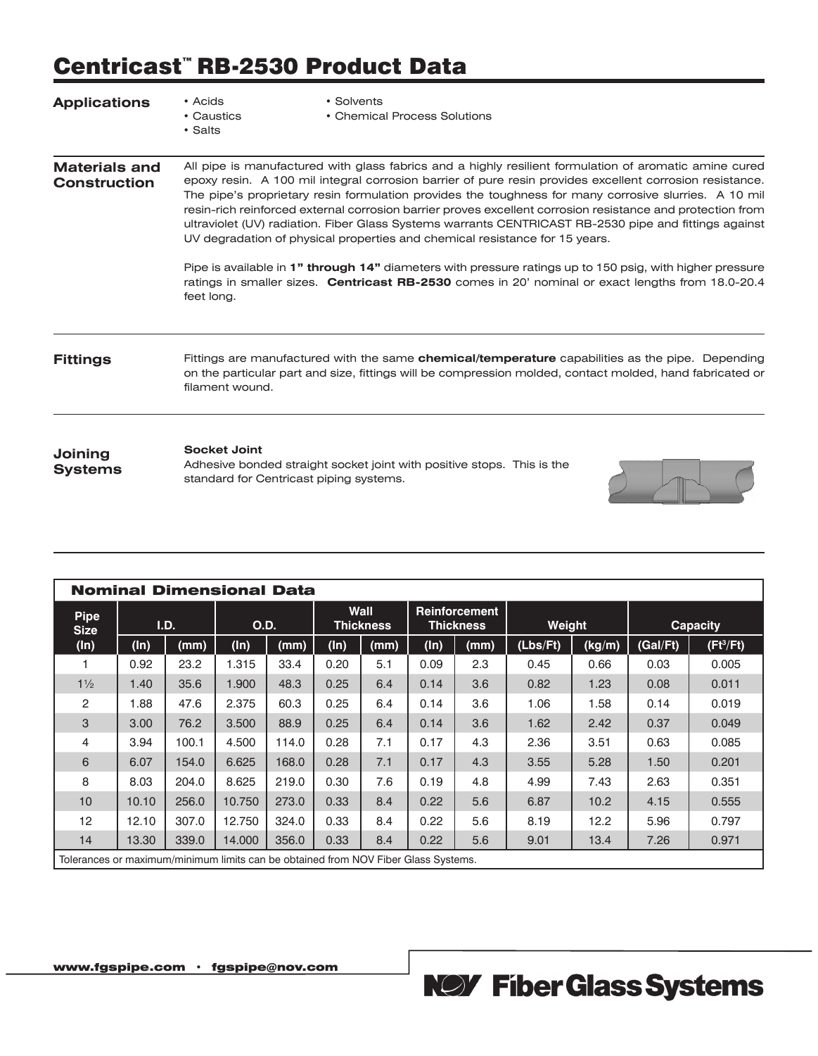# Centricast™ RB-2530 Product Data

## Applications

- Acids
- Caustics
- Salts
- Solvents
- Chemical Process Solutions

## Materials and Construction

All pipe is manufactured with glass fabrics and a highly resilient formulation of aromatic amine cured epoxy resin. A 100 mil integral corrosion barrier of pure resin provides excellent corrosion resistance. The pipe's proprietary resin formulation provides the toughness for many corrosive slurries. A 10 mil resin-rich reinforced external corrosion barrier proves excellent corrosion resistance and protection from ultraviolet (UV) radiation. Fiber Glass Systems warrants CENTRICAST RB-2530 pipe and fittings against UV degradation of physical properties and chemical resistance for 15 years.

Pipe is available in **1" through 14"** diameters with pressure ratings up to 150 psig, with higher pressure ratings in smaller sizes. **Centricast RB-2530** comes in 20' nominal or exact lengths from 18.0-20.4 feet long.

## Fittings

Fittings are manufactured with the same **chemical/temperature** capabilities as the pipe. Depending on the particular part and size, fittings will be compression molded, contact molded, hand fabricated or filament wound.

## Joining Systems

**Socket Joint**

Adhesive bonded straight socket joint with positive stops. This is the standard for Centricast piping systems.

## Nominal Dimensional Data

| Pipe Size | I.D. | | O.D. | | Wall Thickness | | Reinforcement Thickness | | Weight | | Capacity | |
|---|---|---|---|---|---|---|---|---|---|---|---|---|
| (In) | (In) | (mm) | (In) | (mm) | (In) | (mm) | (In) | (mm) | (Lbs/Ft) | (kg/m) | (Gal/Ft) | ($Ft^3$/Ft) |
| 1 | 0.92 | 23.2 | 1.315 | 33.4 | 0.20 | 5.1 | 0.09 | 2.3 | 0.45 | 0.66 | 0.03 | 0.005 |
| 1½ | 1.40 | 35.6 | 1.900 | 48.3 | 0.25 | 6.4 | 0.14 | 3.6 | 0.82 | 1.23 | 0.08 | 0.011 |
| 2 | 1.88 | 47.6 | 2.375 | 60.3 | 0.25 | 6.4 | 0.14 | 3.6 | 1.06 | 1.58 | 0.14 | 0.019 |
| 3 | 3.00 | 76.2 | 3.500 | 88.9 | 0.25 | 6.4 | 0.14 | 3.6 | 1.62 | 2.42 | 0.37 | 0.049 |
| 4 | 3.94 | 100.1 | 4.500 | 114.0 | 0.28 | 7.1 | 0.17 | 4.3 | 2.36 | 3.51 | 0.63 | 0.085 |
| 6 | 6.07 | 154.0 | 6.625 | 168.0 | 0.28 | 7.1 | 0.17 | 4.3 | 3.55 | 5.28 | 1.50 | 0.201 |
| 8 | 8.03 | 204.0 | 8.625 | 219.0 | 0.30 | 7.6 | 0.19 | 4.8 | 4.99 | 7.43 | 2.63 | 0.351 |
| 10 | 10.10 | 256.0 | 10.750 | 273.0 | 0.33 | 8.4 | 0.22 | 5.6 | 6.87 | 10.2 | 4.15 | 0.555 |
| 12 | 12.10 | 307.0 | 12.750 | 324.0 | 0.33 | 8.4 | 0.22 | 5.6 | 8.19 | 12.2 | 5.96 | 0.797 |
| 14 | 13.30 | 339.0 | 14.000 | 356.0 | 0.33 | 8.4 | 0.22 | 5.6 | 9.01 | 13.4 | 7.26 | 0.971 |

Tolerances or maximum/minimum limits can be obtained from NOV Fiber Glass Systems.

www.fgspipe.com · fgspipe@nov.com

NOV Fiber Glass Systems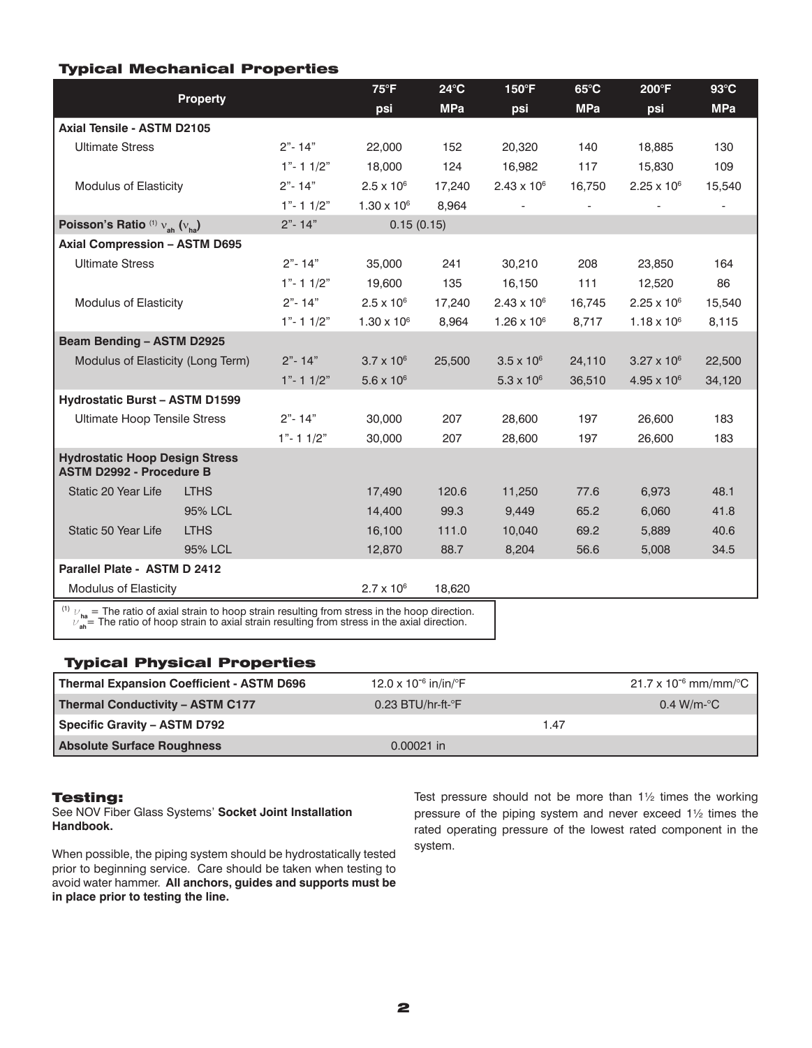### Typical Mechanical Properties

| Property | | | 75°F psi | 24°C MPa | 150°F psi | 65°C MPa | 200°F psi | 93°C MPa |
|---|---|---|---|---|---|---|---|---|
| **Axial Tensile - ASTM D2105** | | | | | | | | |
| Ultimate Stress | | 2"- 14" | 22,000 | 152 | 20,320 | 140 | 18,885 | 130 |
| | | 1"- 1 1/2" | 18,000 | 124 | 16,982 | 117 | 15,830 | 109 |
| Modulus of Elasticity | | 2"- 14" | $2.5 \times 10^6$ | 17,240 | $2.43 \times 10^6$ | 16,750 | $2.25 \times 10^6$ | 15,540 |
| | | 1"- 1 1/2" | $1.30 \times 10^6$ | 8,964 | - | - | - | - |
| **Poisson's Ratio** [1] $\nu_{ah}$ ($\nu_{ha}$) | | 2"- 14" | 0.15 (0.15) | | | | | |
| **Axial Compression – ASTM D695** | | | | | | | | |
| Ultimate Stress | | 2"- 14" | 35,000 | 241 | 30,210 | 208 | 23,850 | 164 |
| | | 1"- 1 1/2" | 19,600 | 135 | 16,150 | 111 | 12,520 | 86 |
| Modulus of Elasticity | | 2"- 14" | $2.5 \times 10^6$ | 17,240 | $2.43 \times 10^6$ | 16,745 | $2.25 \times 10^6$ | 15,540 |
| | | 1"- 1 1/2" | $1.30 \times 10^6$ | 8,964 | $1.26 \times 10^6$ | 8,717 | $1.18 \times 10^6$ | 8,115 |
| **Beam Bending – ASTM D2925** | | | | | | | | |
| Modulus of Elasticity (Long Term) | | 2"- 14" | $3.7 \times 10^6$ | 25,500 | $3.5 \times 10^6$ | 24,110 | $3.27 \times 10^6$ | 22,500 |
| | | 1"- 1 1/2" | $5.6 \times 10^6$ | | $5.3 \times 10^6$ | 36,510 | $4.95 \times 10^6$ | 34,120 |
| **Hydrostatic Burst – ASTM D1599** | | | | | | | | |
| Ultimate Hoop Tensile Stress | | 2"- 14" | 30,000 | 207 | 28,600 | 197 | 26,600 | 183 |
| | | 1"- 1 1/2" | 30,000 | 207 | 28,600 | 197 | 26,600 | 183 |
| **Hydrostatic Hoop Design Stress ASTM D2992 - Procedure B** | | | | | | | | |
| Static 20 Year Life | LTHS | | 17,490 | 120.6 | 11,250 | 77.6 | 6,973 | 48.1 |
| | 95% LCL | | 14,400 | 99.3 | 9,449 | 65.2 | 6,060 | 41.8 |
| Static 50 Year Life | LTHS | | 16,100 | 111.0 | 10,040 | 69.2 | 5,889 | 40.6 |
| | 95% LCL | | 12,870 | 88.7 | 8,204 | 56.6 | 5,008 | 34.5 |
| **Parallel Plate - ASTM D 2412** | | | | | | | | |
| Modulus of Elasticity | | | $2.7 \times 10^6$ | 18,620 | | | | |

[1] $\nu_{ha}$ = The ratio of axial strain to hoop strain resulting from stress in the hoop direction.
$\nu_{ah}$ = The ratio of hoop strain to axial strain resulting from stress in the axial direction.

### Typical Physical Properties

| Property | | |
|---|---|---|
| **Thermal Expansion Coefficient - ASTM D696** | $12.0 \times 10^{-6}$ in/in/°F | $21.7 \times 10^{-6}$ mm/mm/°C |
| **Thermal Conductivity – ASTM C177** | 0.23 BTU/hr-ft-°F | 0.4 W/m-°C |
| **Specific Gravity – ASTM D792** | 1.47 | |
| **Absolute Surface Roughness** | 0.00021 in | |

### Testing:

See NOV Fiber Glass Systems' **Socket Joint Installation Handbook.**

When possible, the piping system should be hydrostatically tested prior to beginning service. Care should be taken when testing to avoid water hammer. **All anchors, guides and supports must be in place prior to testing the line.**

Test pressure should not be more than 1½ times the working pressure of the piping system and never exceed 1½ times the rated operating pressure of the lowest rated component in the system.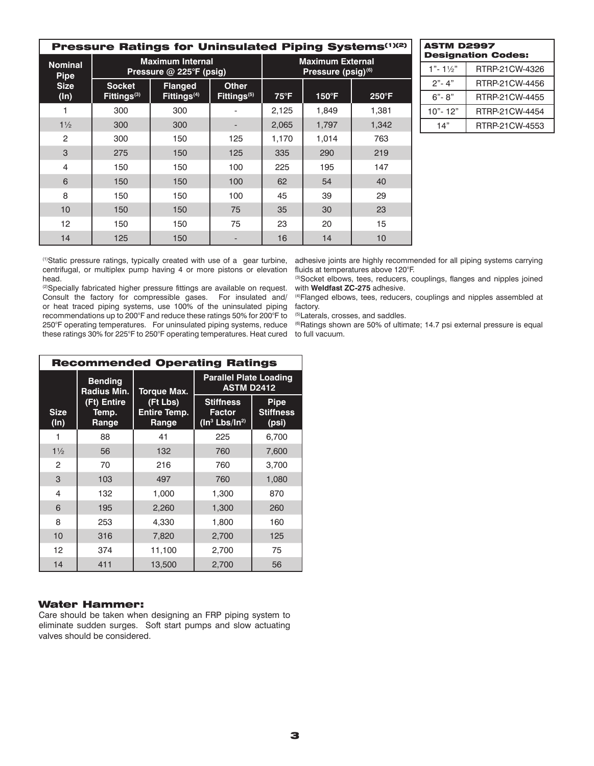## Pressure Ratings for Uninsulated Piping Systems[(1)(2)]

| Nominal Pipe Size (In) | Maximum Internal Pressure @ 225°F (psig) | | | Maximum External Pressure (psig)[(6)] | | |
|---|---|---|---|---|---|---|
| | Socket Fittings[(3)] | Flanged Fittings[(4)] | Other Fittings[(5)] | 75°F | 150°F | 250°F |
| 1 | 300 | 300 | - | 2,125 | 1,849 | 1,381 |
| 1½ | 300 | 300 | - | 2,065 | 1,797 | 1,342 |
| 2 | 300 | 150 | 125 | 1,170 | 1,014 | 763 |
| 3 | 275 | 150 | 125 | 335 | 290 | 219 |
| 4 | 150 | 150 | 100 | 225 | 195 | 147 |
| 6 | 150 | 150 | 100 | 62 | 54 | 40 |
| 8 | 150 | 150 | 100 | 45 | 39 | 29 |
| 10 | 150 | 150 | 75 | 35 | 30 | 23 |
| 12 | 150 | 150 | 75 | 23 | 20 | 15 |
| 14 | 125 | 150 | - | 16 | 14 | 10 |

### ASTM D2997 Designation Codes:

| Size | Code |
|---|---|
| 1"- 1½" | RTRP-21CW-4326 |
| 2"- 4" | RTRP-21CW-4456 |
| 6"- 8" | RTRP-21CW-4455 |
| 10"- 12" | RTRP-21CW-4454 |
| 14" | RTRP-21CW-4553 |

(1) Static pressure ratings, typically created with use of a gear turbine, centrifugal, or multiplex pump having 4 or more pistons or elevation head.

(2) Specially fabricated higher pressure fittings are available on request. Consult the factory for compressible gases. For insulated and/or heat traced piping systems, use 100% of the uninsulated piping recommendations up to 200°F and reduce these ratings 50% for 200°F to 250°F operating temperatures. For uninsulated piping systems, reduce these ratings 30% for 225°F to 250°F operating temperatures. Heat cured adhesive joints are highly recommended for all piping systems carrying fluids at temperatures above 120°F.

(3) Socket elbows, tees, reducers, couplings, flanges and nipples joined with **Weldfast ZC-275** adhesive.

(4) Flanged elbows, tees, reducers, couplings and nipples assembled at factory.

(5) Laterals, crosses, and saddles.

(6) Ratings shown are 50% of ultimate; 14.7 psi external pressure is equal to full vacuum.

## Recommended Operating Ratings

| Size (In) | Bending Radius Min. (Ft) Entire Temp. Range | Torque Max. (Ft Lbs) Entire Temp. Range | Parallel Plate Loading ASTM D2412 | |
|---|---|---|---|---|
| | | | Stiffness Factor ($In^3$ $Lbs/In^2$) | Pipe Stiffness (psi) |
| 1 | 88 | 41 | 225 | 6,700 |
| 1½ | 56 | 132 | 760 | 7,600 |
| 2 | 70 | 216 | 760 | 3,700 |
| 3 | 103 | 497 | 760 | 1,080 |
| 4 | 132 | 1,000 | 1,300 | 870 |
| 6 | 195 | 2,260 | 1,300 | 260 |
| 8 | 253 | 4,330 | 1,800 | 160 |
| 10 | 316 | 7,820 | 2,700 | 125 |
| 12 | 374 | 11,100 | 2,700 | 75 |
| 14 | 411 | 13,500 | 2,700 | 56 |

### Water Hammer:

Care should be taken when designing an FRP piping system to eliminate sudden surges. Soft start pumps and slow actuating valves should be considered.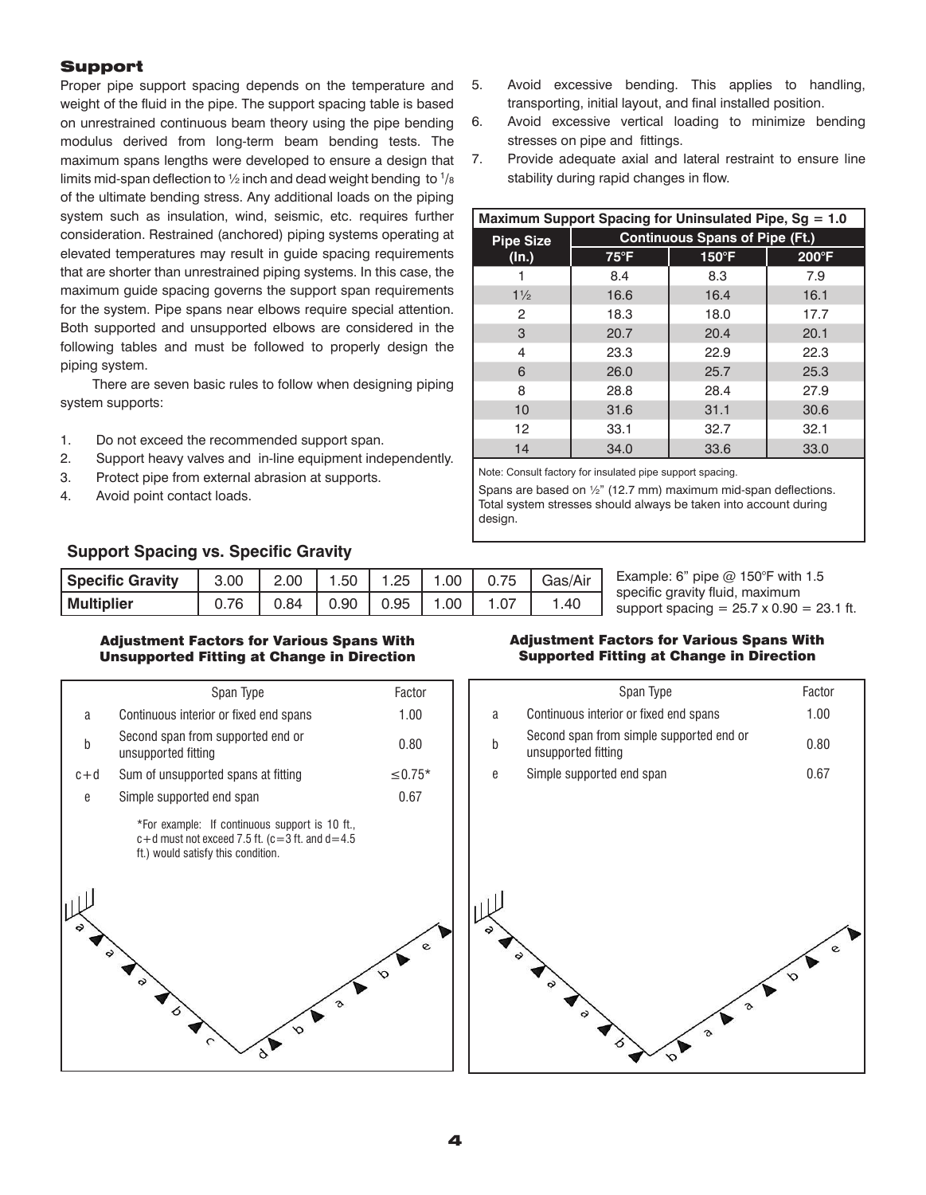## Support

Proper pipe support spacing depends on the temperature and weight of the fluid in the pipe. The support spacing table is based on unrestrained continuous beam theory using the pipe bending modulus derived from long-term beam bending tests. The maximum spans lengths were developed to ensure a design that limits mid-span deflection to ½ inch and dead weight bending to $^1/_8$ of the ultimate bending stress. Any additional loads on the piping system such as insulation, wind, seismic, etc. requires further consideration. Restrained (anchored) piping systems operating at elevated temperatures may result in guide spacing requirements that are shorter than unrestrained piping systems. In this case, the maximum guide spacing governs the support span requirements for the system. Pipe spans near elbows require special attention. Both supported and unsupported elbows are considered in the following tables and must be followed to properly design the piping system.

There are seven basic rules to follow when designing piping system supports:

1. Do not exceed the recommended support span.
2. Support heavy valves and in-line equipment independently.
3. Protect pipe from external abrasion at supports.
4. Avoid point contact loads.
5. Avoid excessive bending. This applies to handling, transporting, initial layout, and final installed position.
6. Avoid excessive vertical loading to minimize bending stresses on pipe and fittings.
7. Provide adequate axial and lateral restraint to ensure line stability during rapid changes in flow.

**Maximum Support Spacing for Uninsulated Pipe, Sg = 1.0**

| Pipe Size (In.) | Continuous Spans of Pipe (Ft.) | | |
|---|---|---|---|
| | 75°F | 150°F | 200°F |
| 1 | 8.4 | 8.3 | 7.9 |
| 1½ | 16.6 | 16.4 | 16.1 |
| 2 | 18.3 | 18.0 | 17.7 |
| 3 | 20.7 | 20.4 | 20.1 |
| 4 | 23.3 | 22.9 | 22.3 |
| 6 | 26.0 | 25.7 | 25.3 |
| 8 | 28.8 | 28.4 | 27.9 |
| 10 | 31.6 | 31.1 | 30.6 |
| 12 | 33.1 | 32.7 | 32.1 |
| 14 | 34.0 | 33.6 | 33.0 |

Note: Consult factory for insulated pipe support spacing.

Spans are based on ½" (12.7 mm) maximum mid-span deflections. Total system stresses should always be taken into account during design.

### Support Spacing vs. Specific Gravity

| Specific Gravity | 3.00 | 2.00 | 1.50 | 1.25 | 1.00 | 0.75 | Gas/Air |
|---|---|---|---|---|---|---|---|
| Multiplier | 0.76 | 0.84 | 0.90 | 0.95 | 1.00 | 1.07 | 1.40 |

Example: 6" pipe @ 150°F with 1.5 specific gravity fluid, maximum support spacing = 25.7 x 0.90 = 23.1 ft.

**Adjustment Factors for Various Spans With Unsupported Fitting at Change in Direction**

| | Span Type | Factor |
|---|---|---|
| a | Continuous interior or fixed end spans | 1.00 |
| b | Second span from supported end or unsupported fitting | 0.80 |
| c+d | Sum of unsupported spans at fitting | ≤0.75* |
| e | Simple supported end span | 0.67 |

*For example: If continuous support is 10 ft., c+d must not exceed 7.5 ft. (c=3 ft. and d=4.5 ft.) would satisfy this condition.

**Adjustment Factors for Various Spans With Supported Fitting at Change in Direction**

| | Span Type | Factor |
|---|---|---|
| a | Continuous interior or fixed end spans | 1.00 |
| b | Second span from simple supported end or unsupported fitting | 0.80 |
| e | Simple supported end span | 0.67 |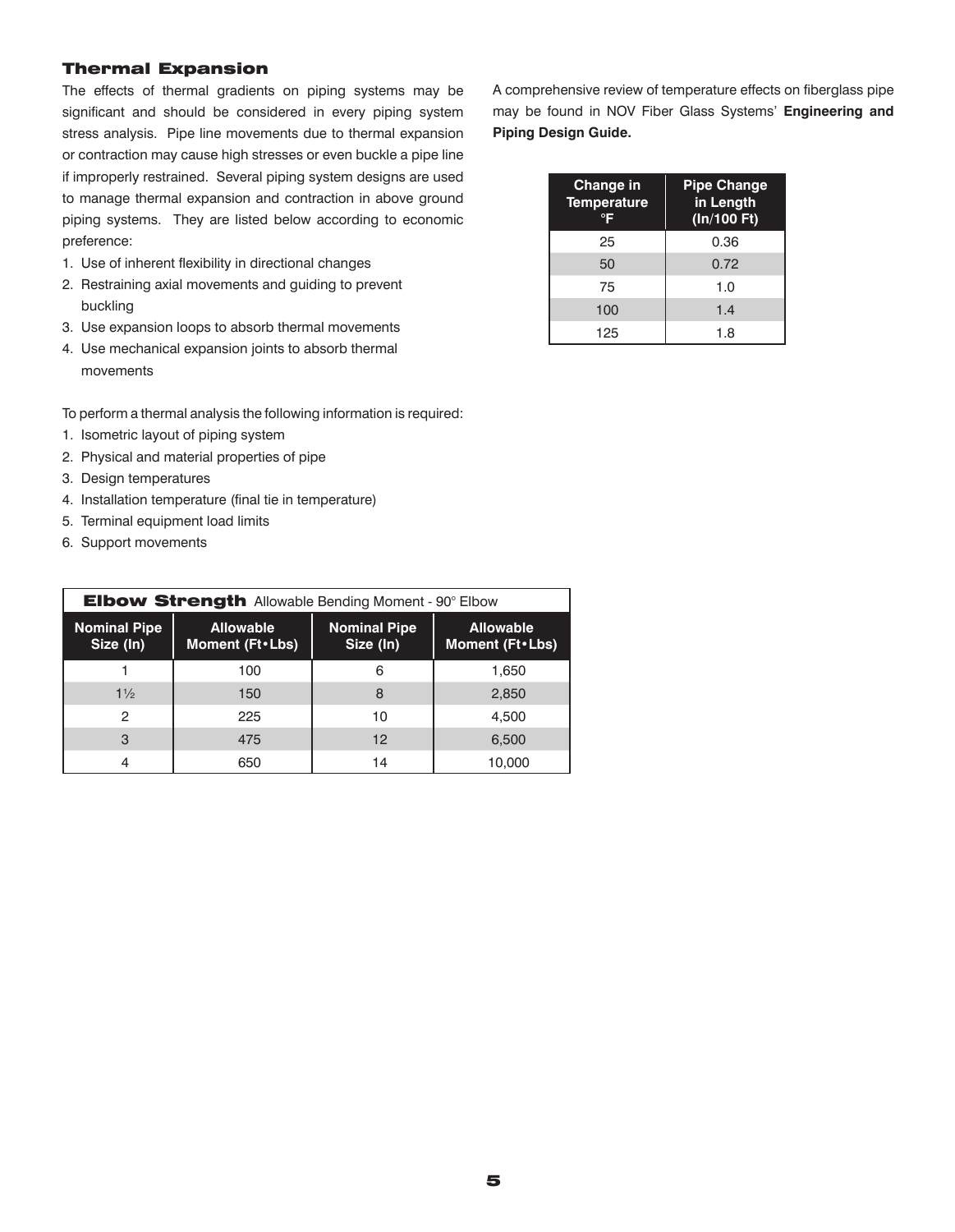## Thermal Expansion

The effects of thermal gradients on piping systems may be significant and should be considered in every piping system stress analysis. Pipe line movements due to thermal expansion or contraction may cause high stresses or even buckle a pipe line if improperly restrained. Several piping system designs are used to manage thermal expansion and contraction in above ground piping systems. They are listed below according to economic preference:

1. Use of inherent flexibility in directional changes
2. Restraining axial movements and guiding to prevent buckling
3. Use expansion loops to absorb thermal movements
4. Use mechanical expansion joints to absorb thermal movements

To perform a thermal analysis the following information is required:

1. Isometric layout of piping system
2. Physical and material properties of pipe
3. Design temperatures
4. Installation temperature (final tie in temperature)
5. Terminal equipment load limits
6. Support movements

| **Elbow Strength** Allowable Bending Moment - 90° Elbow | | | |
|---|---|---|---|
| **Nominal Pipe Size (In)** | **Allowable Moment (Ft•Lbs)** | **Nominal Pipe Size (In)** | **Allowable Moment (Ft•Lbs)** |
| 1 | 100 | 6 | 1,650 |
| 1½ | 150 | 8 | 2,850 |
| 2 | 225 | 10 | 4,500 |
| 3 | 475 | 12 | 6,500 |
| 4 | 650 | 14 | 10,000 |

A comprehensive review of temperature effects on fiberglass pipe may be found in NOV Fiber Glass Systems' **Engineering and Piping Design Guide.**

| Change in Temperature °F | Pipe Change in Length (In/100 Ft) |
|---|---|
| 25 | 0.36 |
| 50 | 0.72 |
| 75 | 1.0 |
| 100 | 1.4 |
| 125 | 1.8 |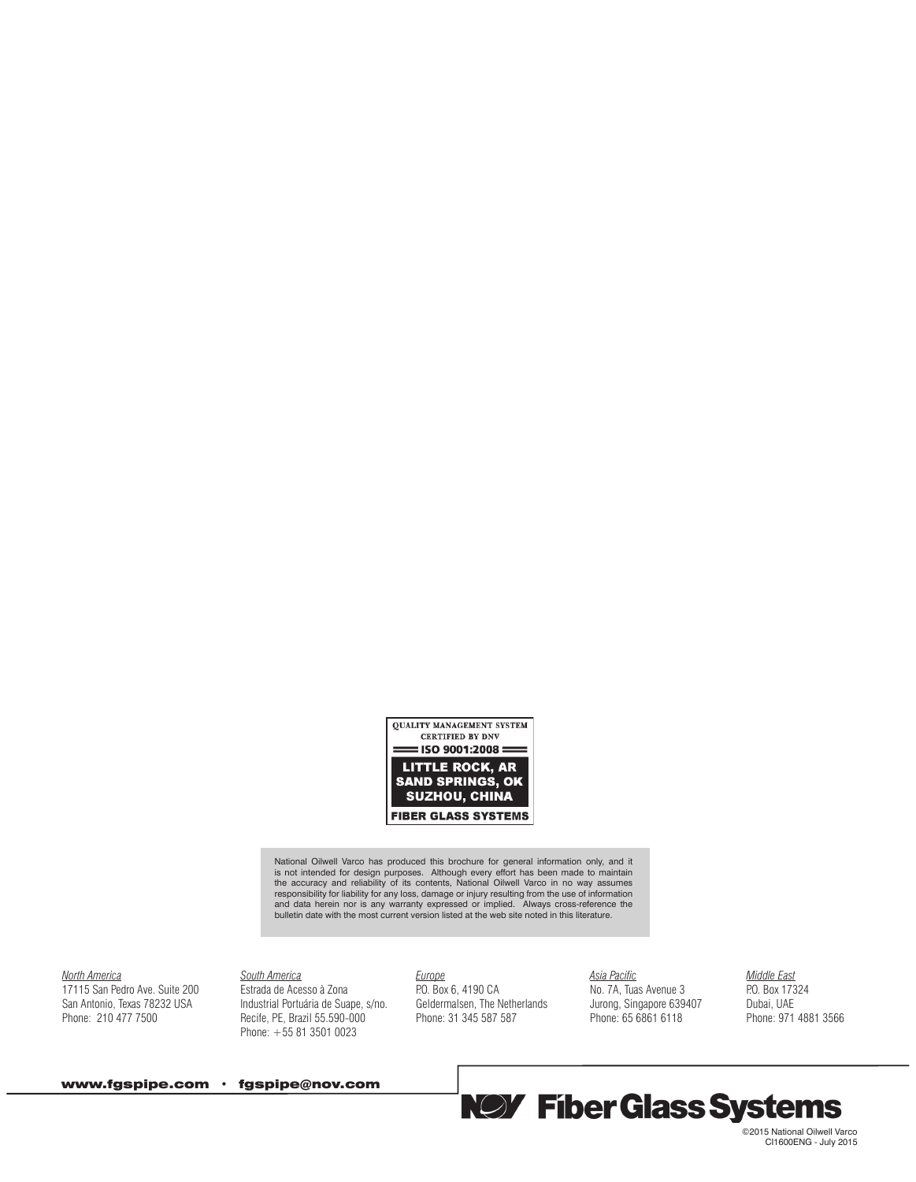QUALITY MANAGEMENT SYSTEM
CERTIFIED BY DNV
ISO 9001:2008
LITTLE ROCK, AR
SAND SPRINGS, OK
SUZHOU, CHINA
FIBER GLASS SYSTEMS

National Oilwell Varco has produced this brochure for general information only, and it is not intended for design purposes. Although every effort has been made to maintain the accuracy and reliability of its contents, National Oilwell Varco in no way assumes responsibility for liability for any loss, damage or injury resulting from the use of information and data herein nor is any warranty expressed or implied. Always cross-reference the bulletin date with the most current version listed at the web site noted in this literature.

*North America*
17115 San Pedro Ave. Suite 200
San Antonio, Texas 78232 USA
Phone: 210 477 7500

*South America*
Estrada de Acesso à Zona
Industrial Portuária de Suape, s/no.
Recife, PE, Brazil 55.590-000
Phone: +55 81 3501 0023

*Europe*
P.O. Box 6, 4190 CA
Geldermalsen, The Netherlands
Phone: 31 345 587 587

*Asia Pacific*
No. 7A, Tuas Avenue 3
Jurong, Singapore 639407
Phone: 65 6861 6118

*Middle East*
P.O. Box 17324
Dubai, UAE
Phone: 971 4881 3566

**www.fgspipe.com · fgspipe@nov.com**

**NOV Fiber Glass Systems**

©2015 National Oilwell Varco
CI1600ENG - July 2015